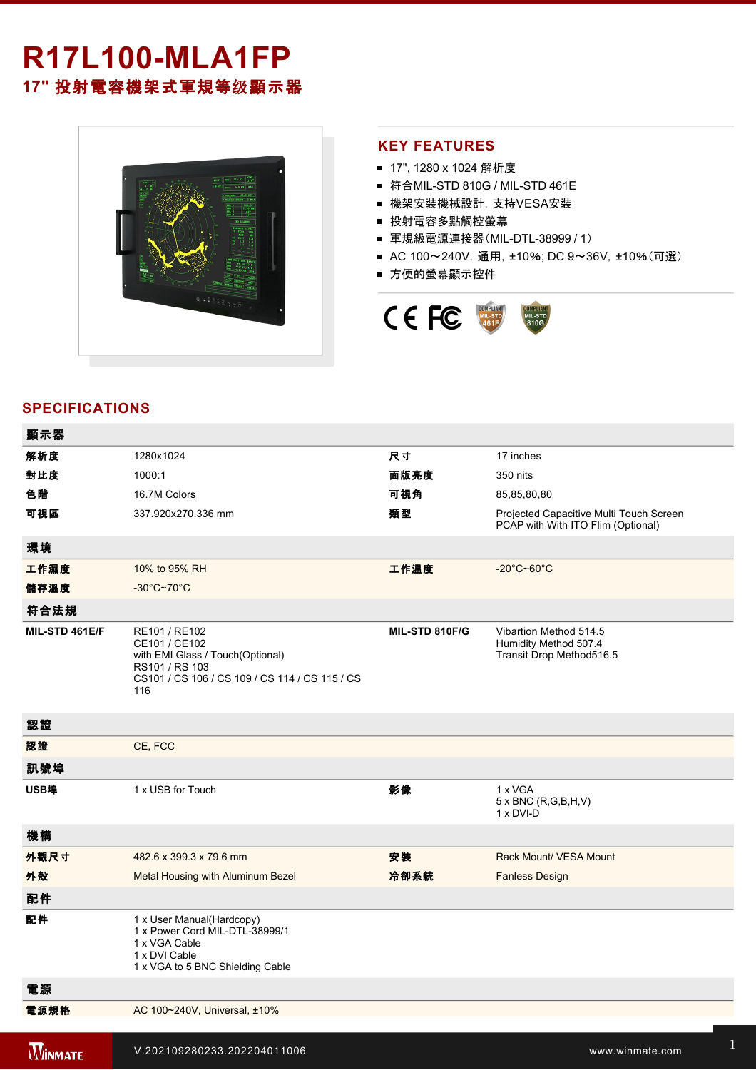# R17L100-MLA1FP

## 17" 投射電容機架式軍規等级顯示器

## KEY FEATURES

- 17", 1280 x 1024 解析度
- 符合MIL-STD 810G / MIL-STD 461E
- 機架安裝機械設計，支持VESA安裝
- 投射電容多點觸控螢幕
- 軍規級電源連接器(MIL-DTL-38999 / 1)
- AC 100～240V，通用，±10%; DC 9～36V，±10%(可選)
- 方便的螢幕顯示控件

## SPECIFICATIONS

| 顯示器 | | | |
|---|---|---|---|
| 解析度 | 1280x1024 | 尺寸 | 17 inches |
| 對比度 | 1000:1 | 面版亮度 | 350 nits |
| 色階 | 16.7M Colors | 可視角 | 85,85,80,80 |
| 可視區 | 337.920x270.336 mm | 類型 | Projected Capacitive Multi Touch Screen<br>PCAP with With ITO Flim (Optional) |
| **環境** | | | |
| 工作濕度 | 10% to 95% RH | 工作溫度 | -20°C~60°C |
| 儲存溫度 | -30°C~70°C | | |
| **符合法規** | | | |
| MIL-STD 461E/F | RE101 / RE102<br>CE101 / CE102<br>with EMI Glass / Touch(Optional)<br>RS101 / RS 103<br>CS101 / CS 106 / CS 109 / CS 114 / CS 115 / CS 116 | MIL-STD 810F/G | Vibartion Method 514.5<br>Humidity Method 507.4<br>Transit Drop Method516.5 |
| **認證** | | | |
| 認證 | CE, FCC | | |
| **訊號埠** | | | |
| USB埠 | 1 x USB for Touch | 影像 | 1 x VGA<br>5 x BNC (R,G,B,H,V)<br>1 x DVI-D |
| **機構** | | | |
| 外觀尺寸 | 482.6 x 399.3 x 79.6 mm | 安裝 | Rack Mount/ VESA Mount |
| 外殼 | Metal Housing with Aluminum Bezel | 冷卻系統 | Fanless Design |
| **配件** | | | |
| 配件 | 1 x User Manual(Hardcopy)<br>1 x Power Cord MIL-DTL-38999/1<br>1 x VGA Cable<br>1 x DVI Cable<br>1 x VGA to 5 BNC Shielding Cable | | |
| **電源** | | | |
| 電源規格 | AC 100~240V, Universal, ±10% | | |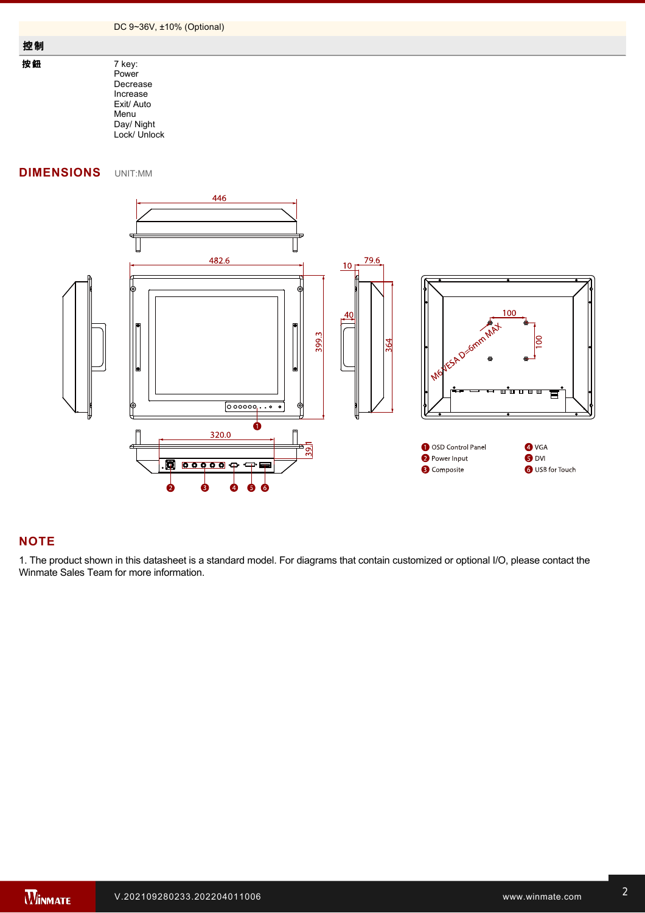| | |
|---|---|
| | DC 9~36V, ±10% (Optional) |
| **控制** | |
| **按鈕** | 7 key:<br>Power<br>Decrease<br>Increase<br>Exit/ Auto<br>Menu<br>Day/ Night<br>Lock/ Unlock |

## DIMENSIONS UNIT:MM

446

482.6

399.3

10

79.6

40

364

100

100

M6 VESA D=6mm MAX

320.0

39.1

1 OSD Control Panel
2 Power Input
3 Composite
4 VGA
5 DVI
6 USB for Touch

## NOTE

1. The product shown in this datasheet is a standard model. For diagrams that contain customized or optional I/O, please contact the Winmate Sales Team for more information.